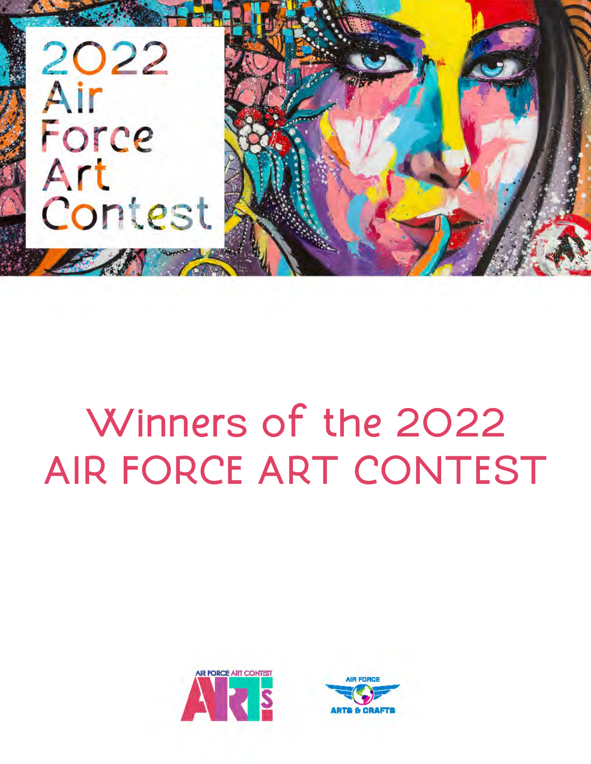# 2022 Air Force Art Contest

## Winners of the 2022 AIR FORCE ART CONTEST

AIR FORCE ART CONTEST ARTS

AIR FORCE ARTS & CRAFTS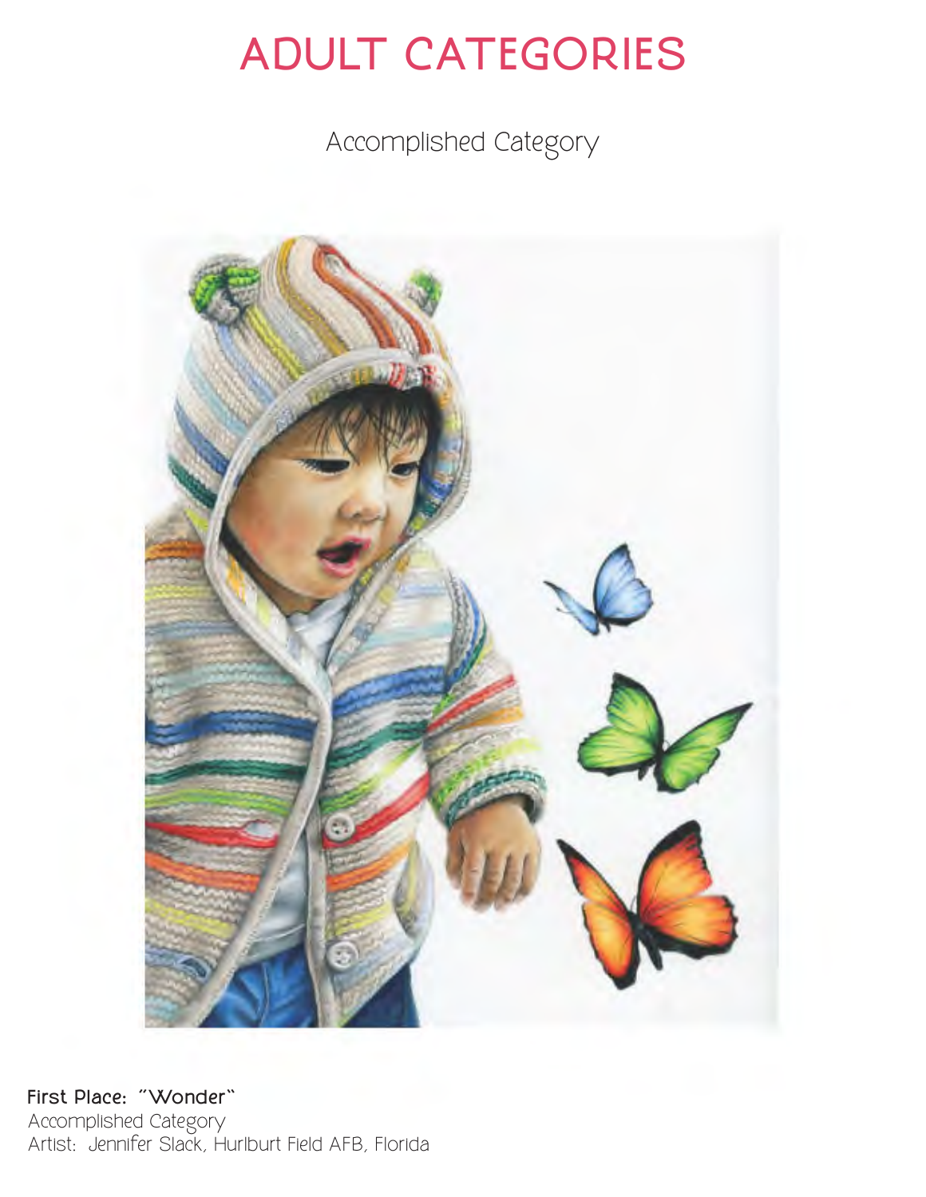# ADULT CATEGORIES

## Accomplished Category

**First Place: "Wonder"**
Accomplished Category
Artist: Jennifer Slack, Hurlburt Field AFB, Florida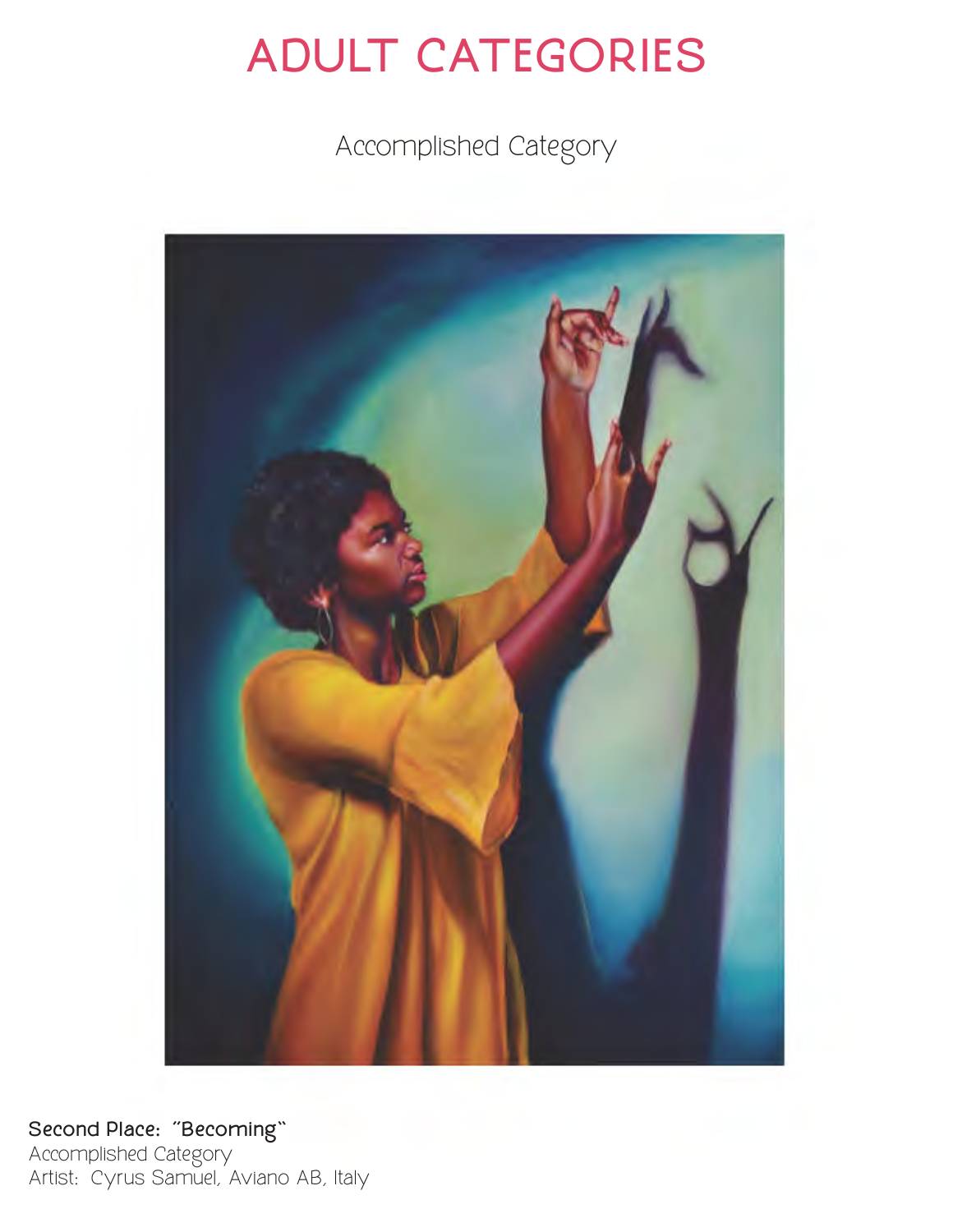# ADULT CATEGORIES

Accomplished Category

**Second Place: "Becoming"**
Accomplished Category
Artist: Cyrus Samuel, Aviano AB, Italy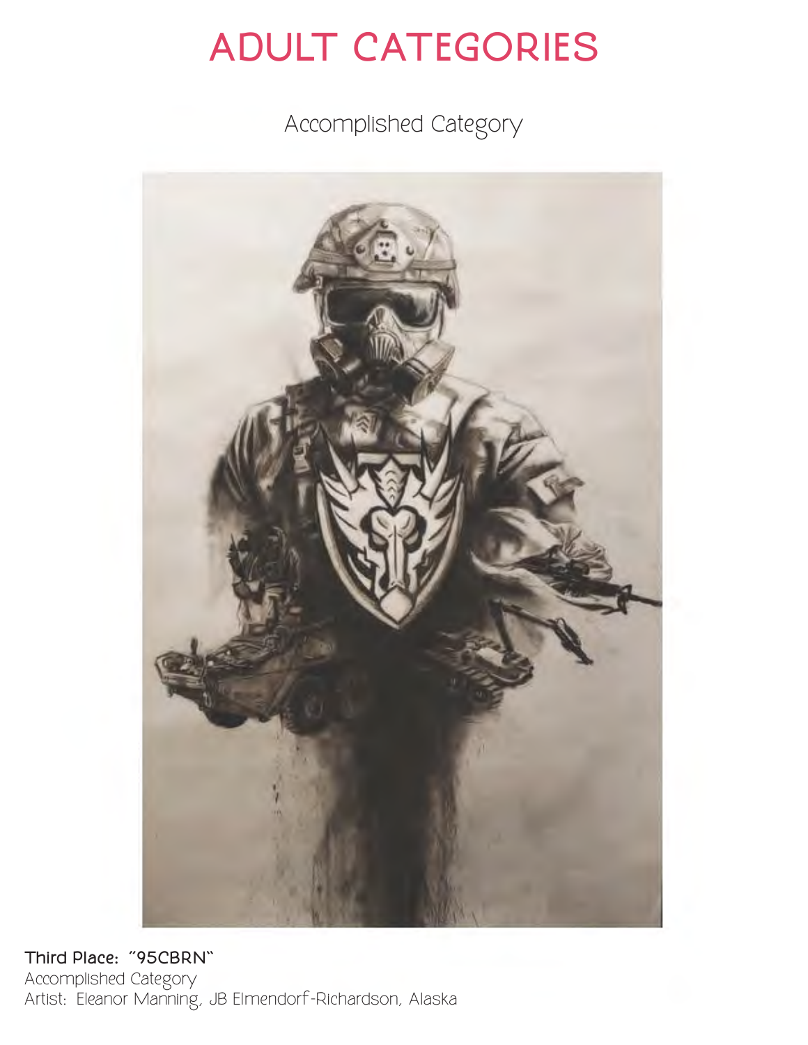# ADULT CATEGORIES

## Accomplished Category

**Third Place: "95CBRN"**
Accomplished Category
Artist: Eleanor Manning, JB Elmendorf-Richardson, Alaska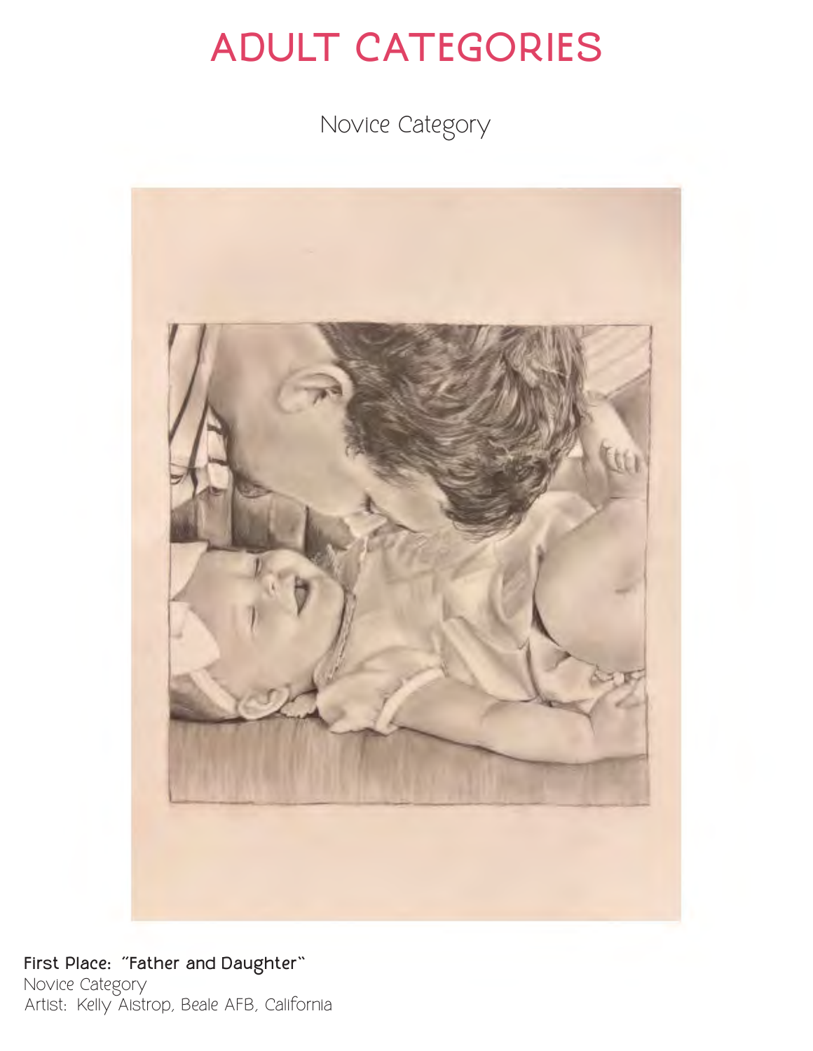# ADULT CATEGORIES

## Novice Category

**First Place: "Father and Daughter"**
Novice Category
Artist: Kelly Aistrop, Beale AFB, California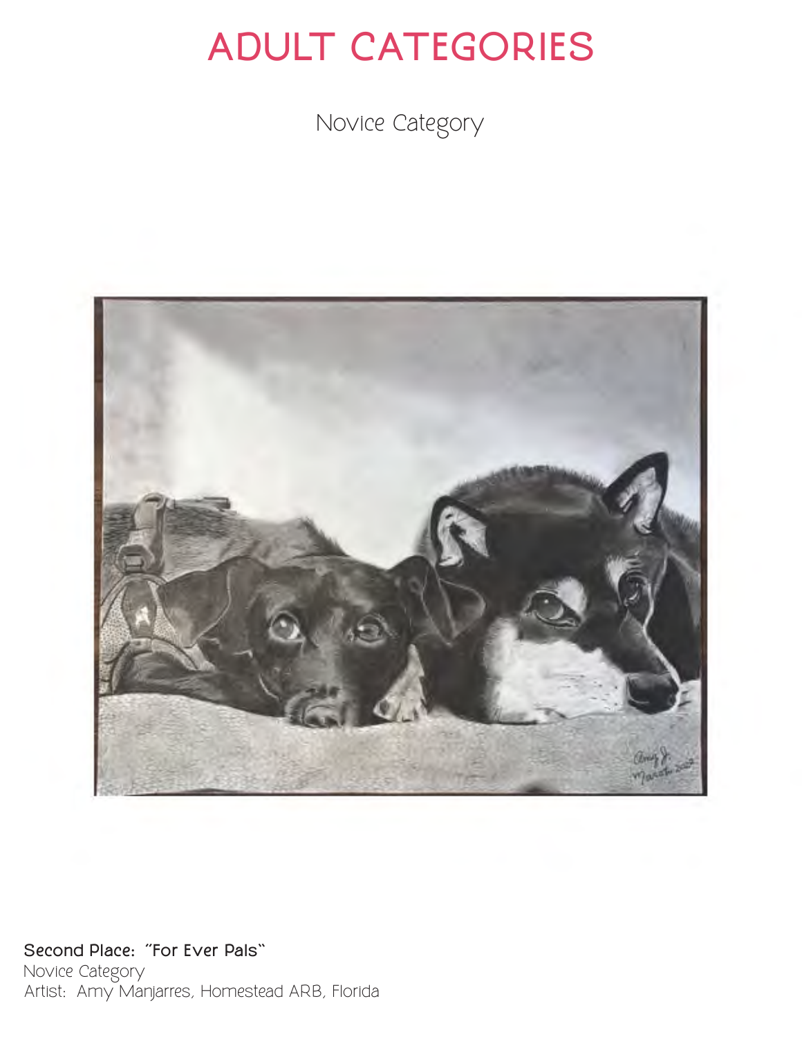# ADULT CATEGORIES

Novice Category

**Second Place: "For Ever Pals"**
Novice Category
Artist: Amy Manjarres, Homestead ARB, Florida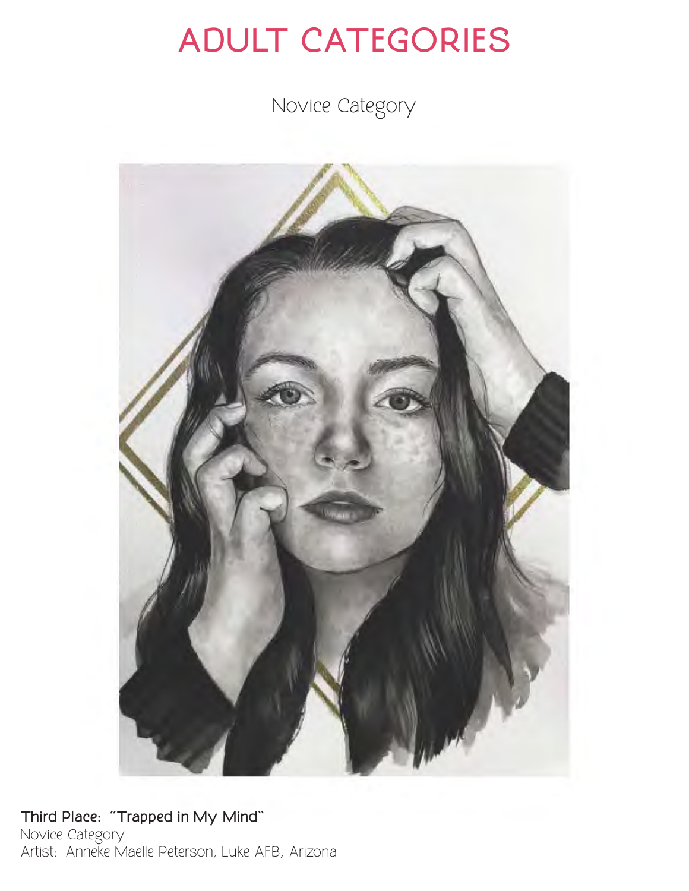# ADULT CATEGORIES

Novice Category

**Third Place: "Trapped in My Mind"**
Novice Category
Artist: Anneke Maelle Peterson, Luke AFB, Arizona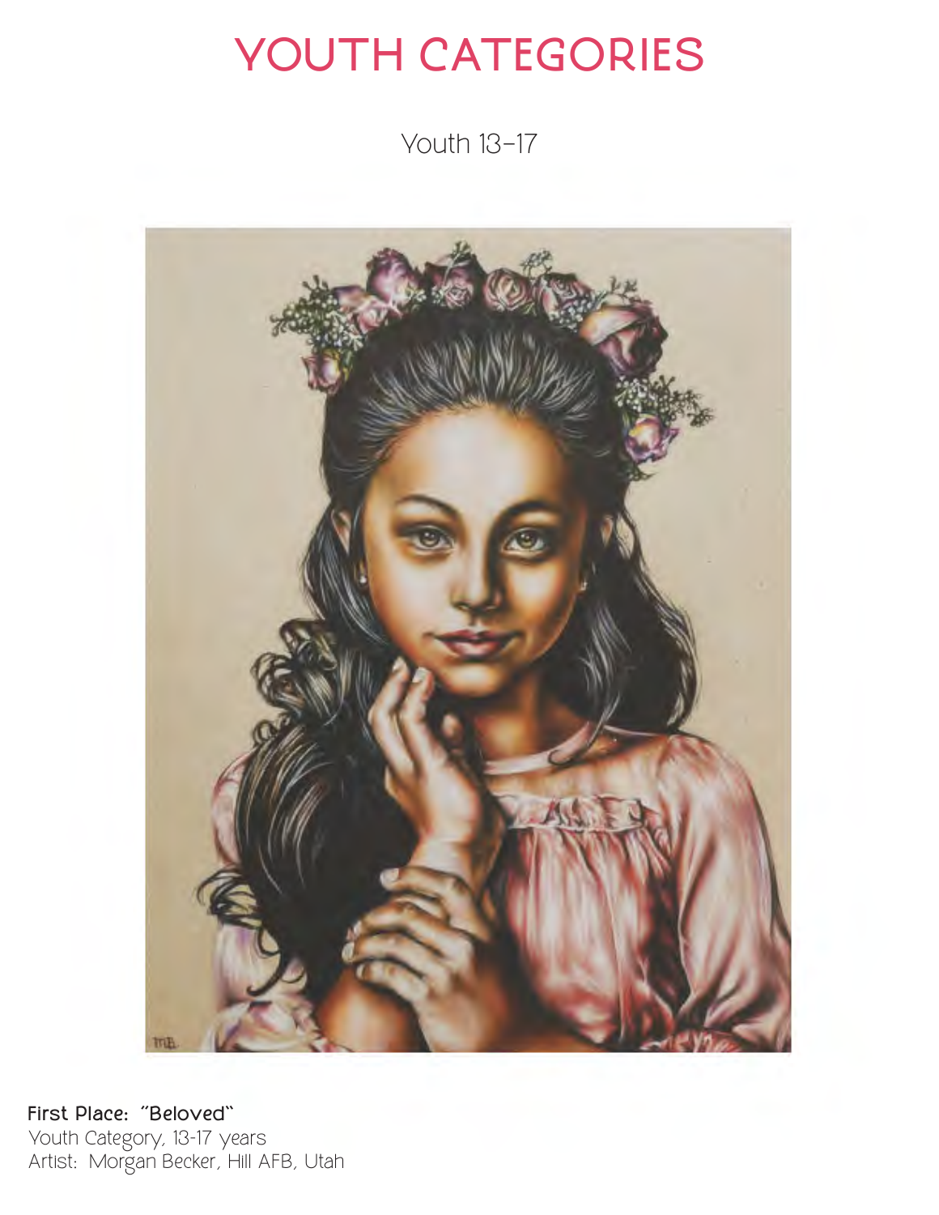# YOUTH CATEGORIES

## Youth 13–17

**First Place: "Beloved"**
Youth Category, 13-17 years
Artist: Morgan Becker, Hill AFB, Utah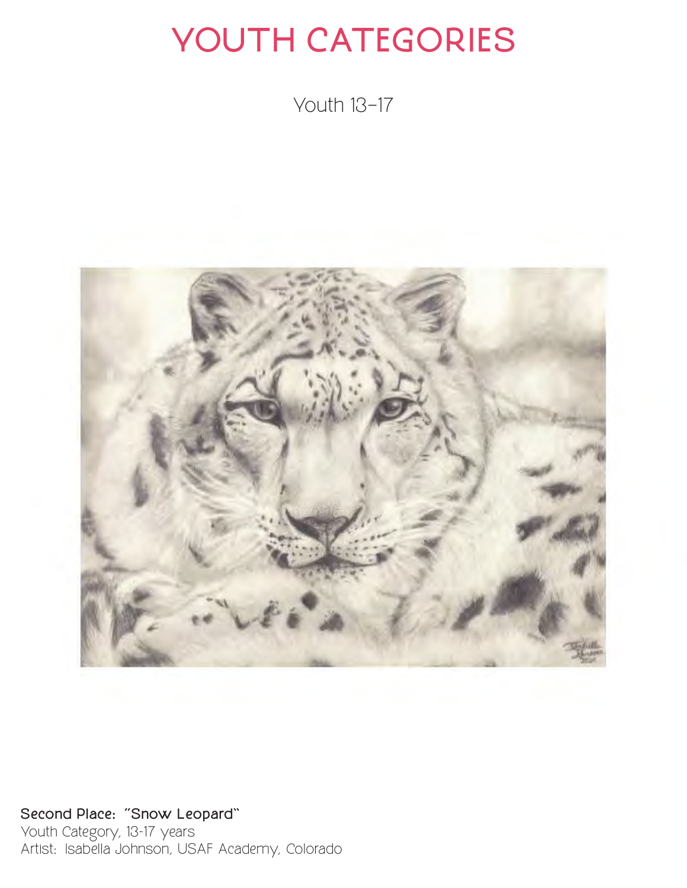# YOUTH CATEGORIES

Youth 13–17

**Second Place: "Snow Leopard"**
Youth Category, 13-17 years
Artist: Isabella Johnson, USAF Academy, Colorado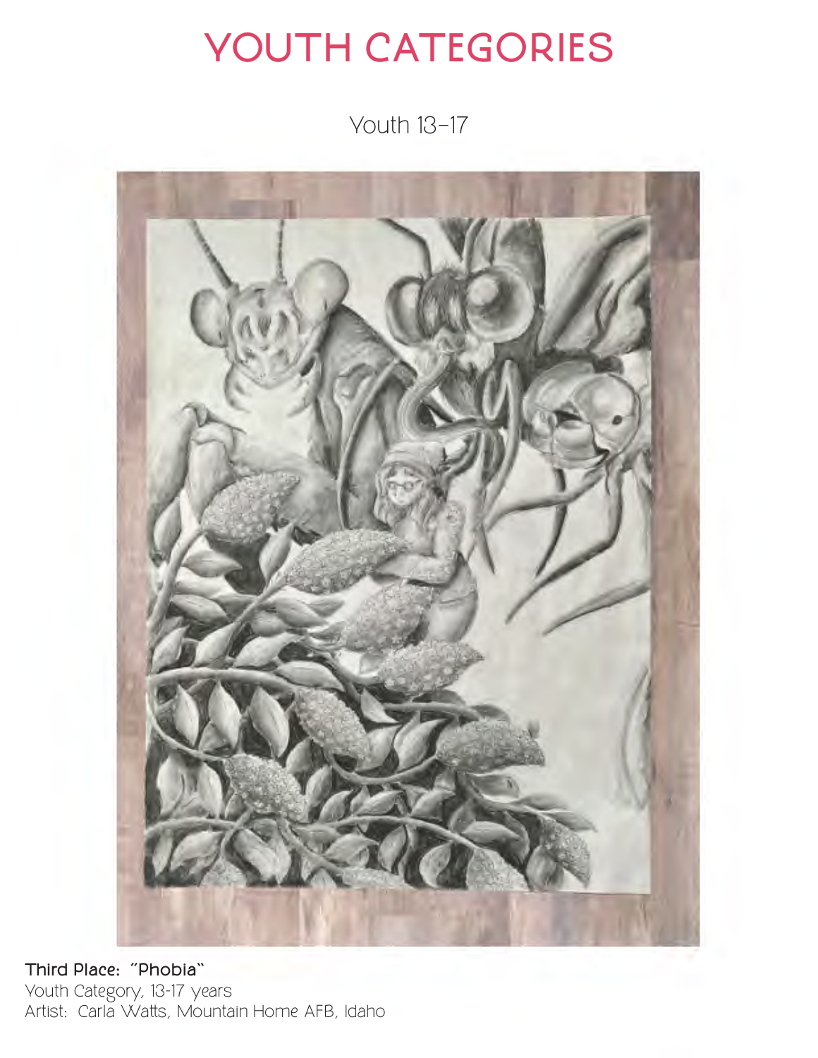# YOUTH CATEGORIES

## Youth 13–17

**Third Place: "Phobia"**
Youth Category, 13-17 years
Artist: Carla Watts, Mountain Home AFB, Idaho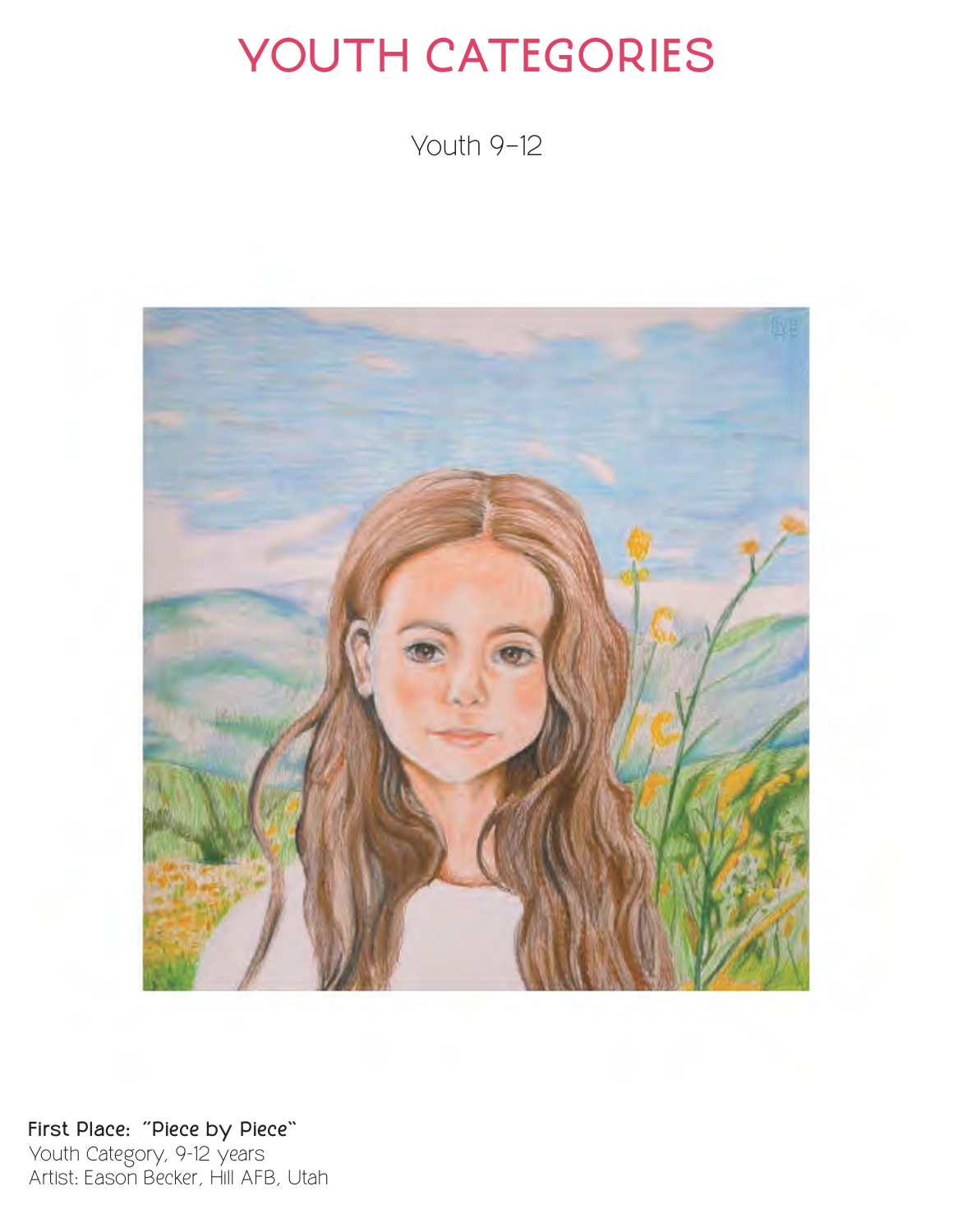# YOUTH CATEGORIES

Youth 9-12

**First Place: "Piece by Piece"**
Youth Category, 9-12 years
Artist: Eason Becker, Hill AFB, Utah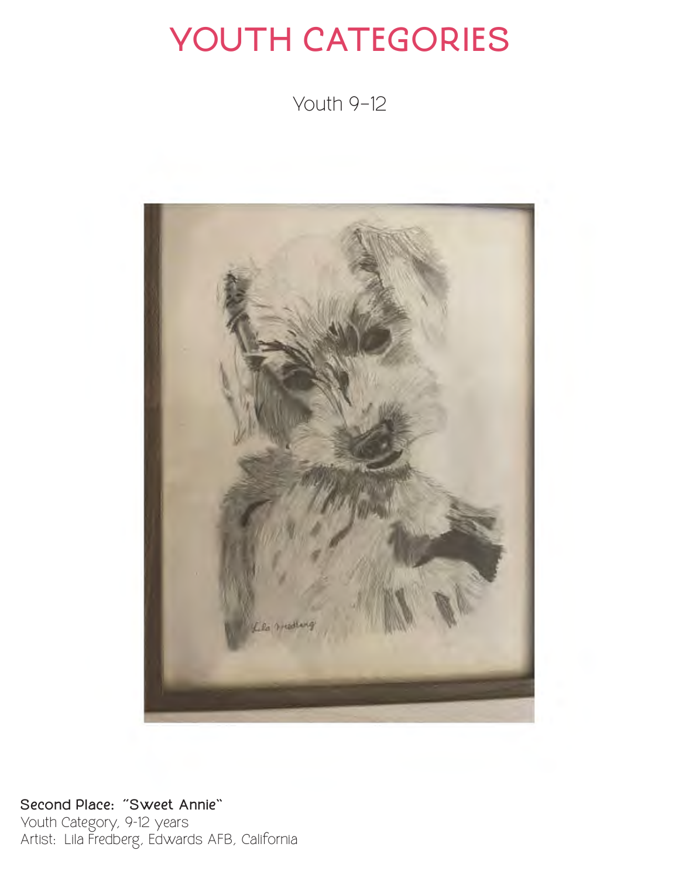# YOUTH CATEGORIES

Youth 9-12

**Second Place: "Sweet Annie"**
Youth Category, 9-12 years
Artist: Lila Fredberg, Edwards AFB, California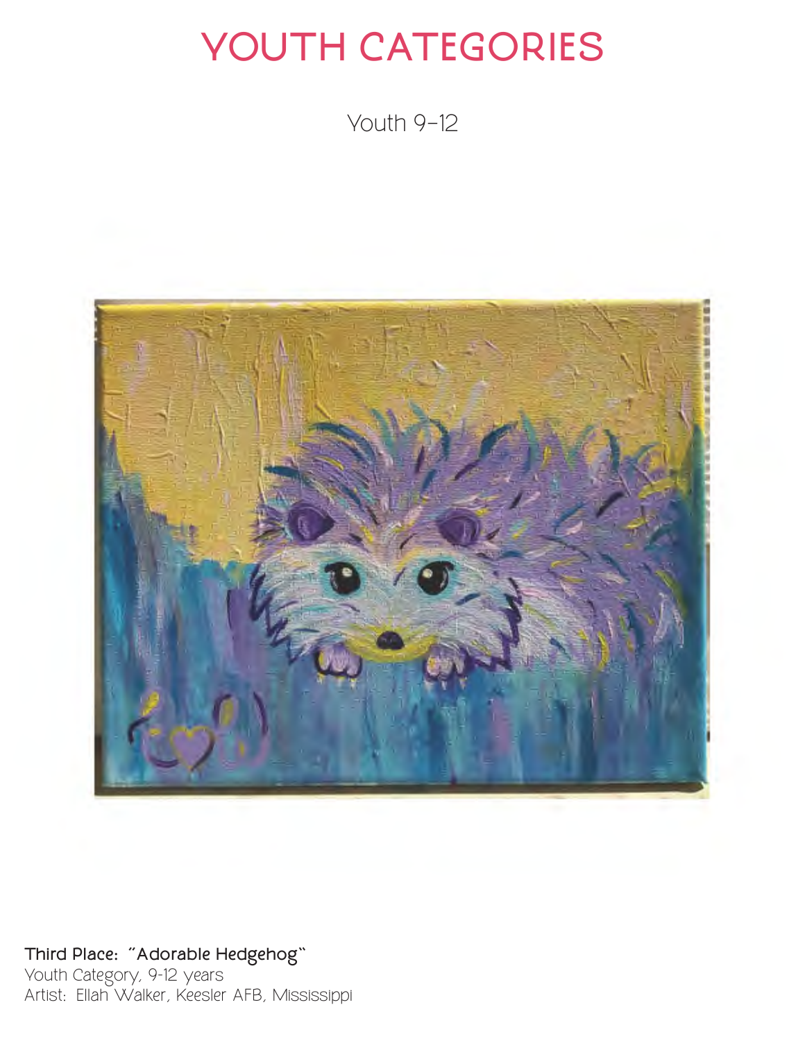# YOUTH CATEGORIES

Youth 9-12

**Third Place: "Adorable Hedgehog"**
Youth Category, 9-12 years
Artist: Ellah Walker, Keesler AFB, Mississippi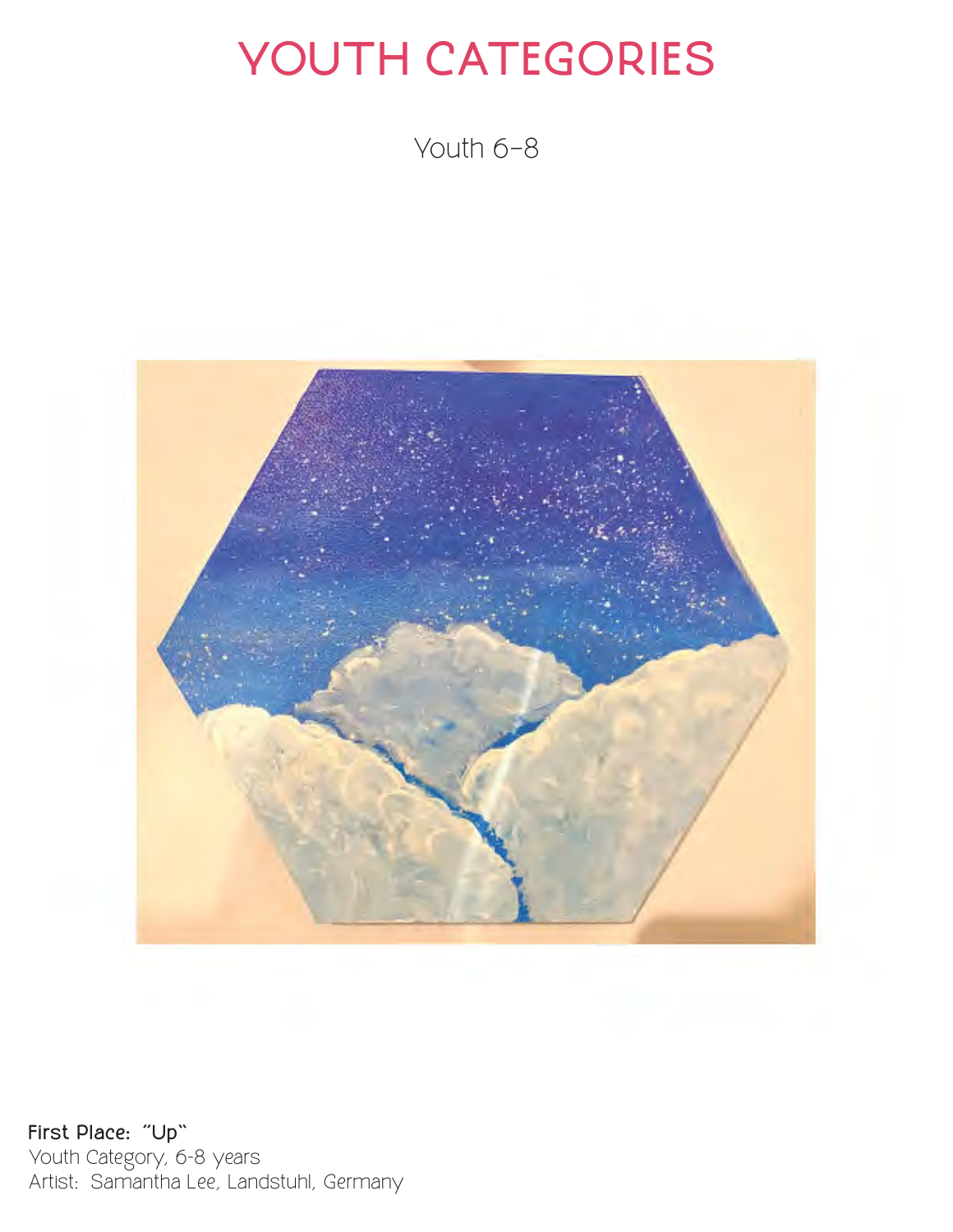# YOUTH CATEGORIES

Youth 6-8

**First Place: "Up"**
Youth Category, 6-8 years
Artist: Samantha Lee, Landstuhl, Germany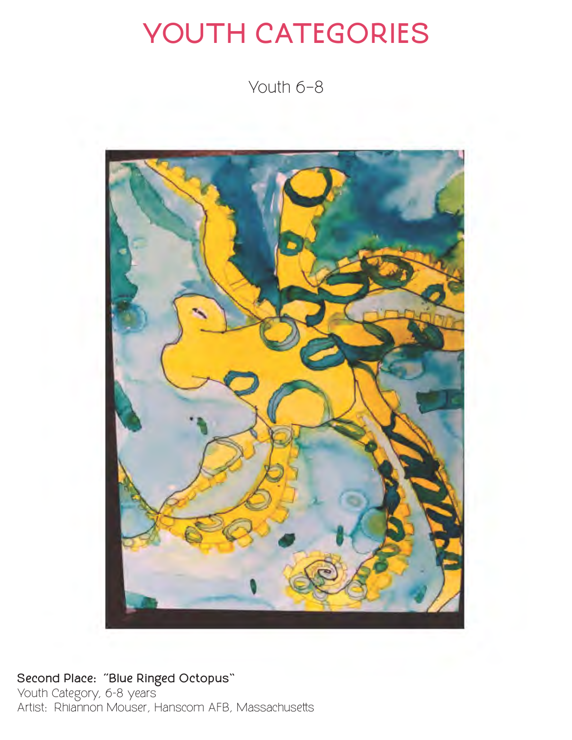# YOUTH CATEGORIES

Youth 6–8

**Second Place: "Blue Ringed Octopus"**
Youth Category, 6-8 years
Artist: Rhiannon Mouser, Hanscom AFB, Massachusetts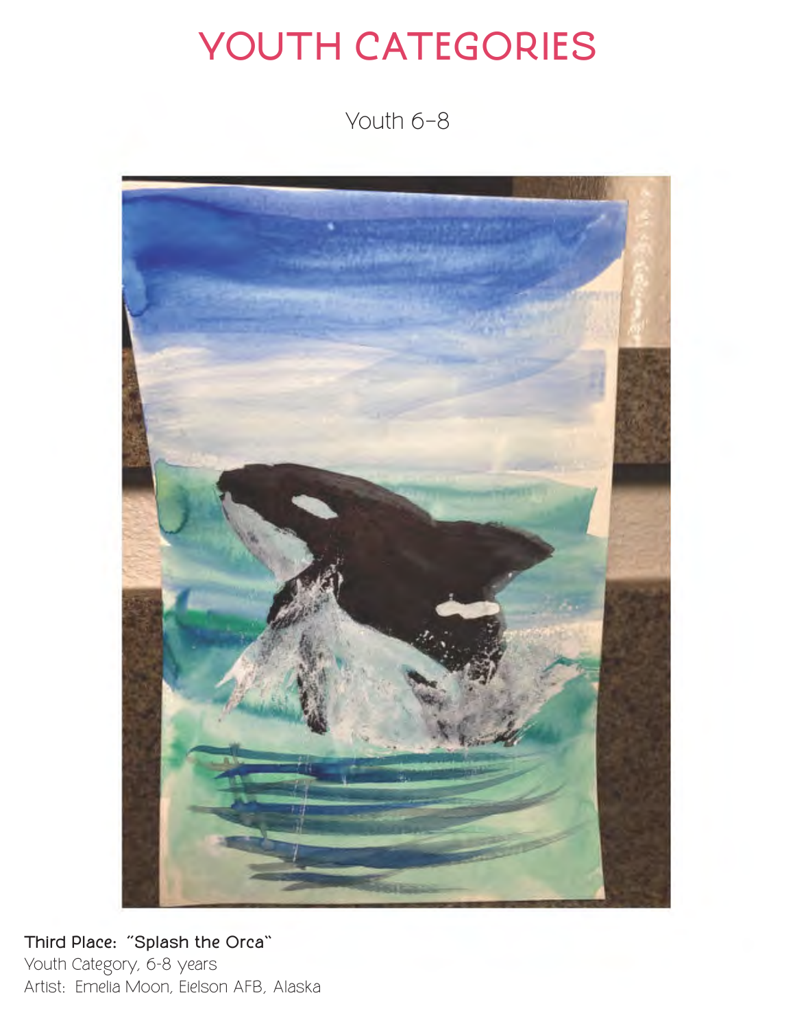# YOUTH CATEGORIES

Youth 6-8

**Third Place: "Splash the Orca"**
Youth Category, 6-8 years
Artist: Emelia Moon, Eielson AFB, Alaska